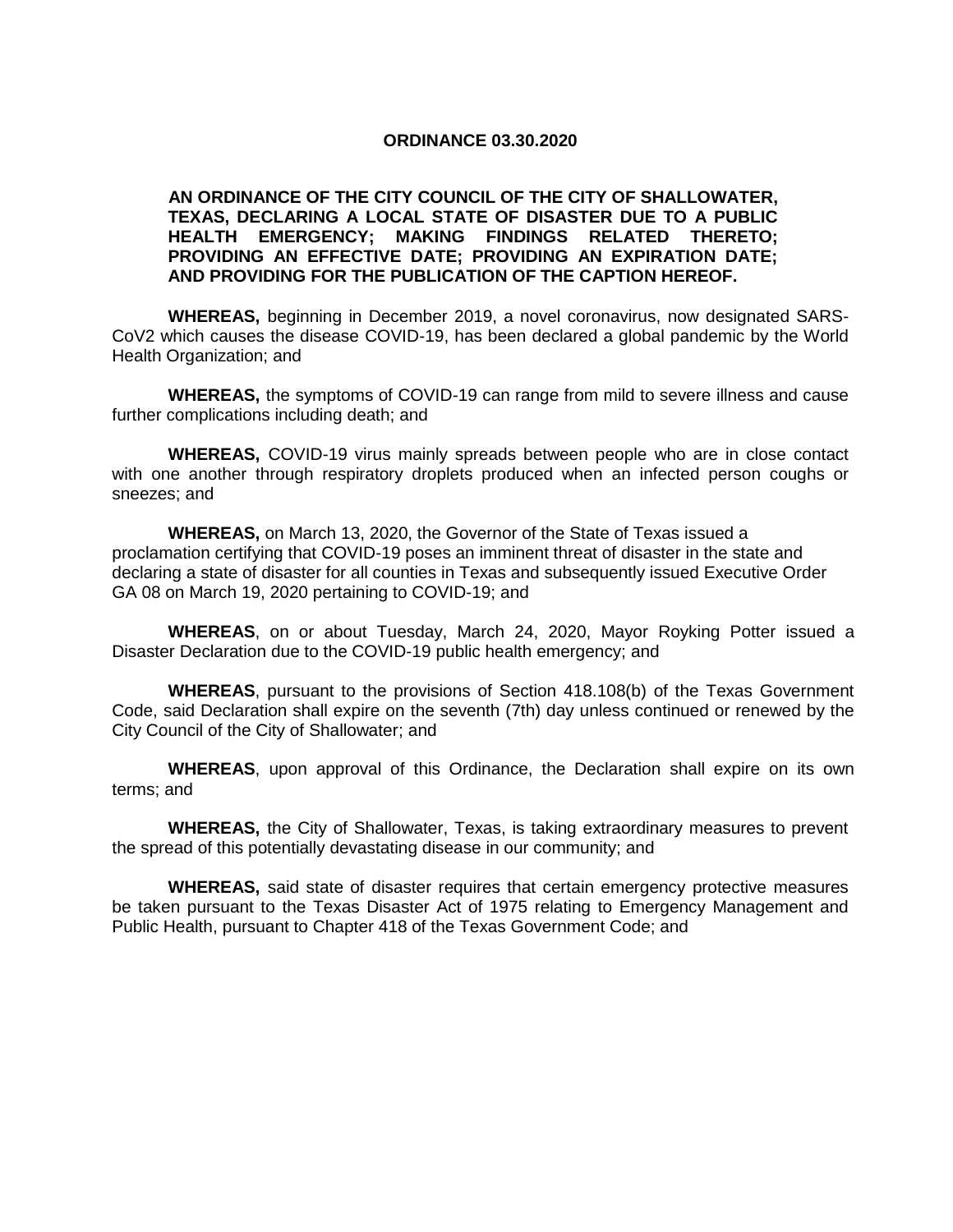# ORDINANCE 03.30.2020

**AN ORDINANCE OF THE CITY COUNCIL OF THE CITY OF SHALLOWATER, TEXAS, DECLARING A LOCAL STATE OF DISASTER DUE TO A PUBLIC HEALTH EMERGENCY; MAKING FINDINGS RELATED THERETO; PROVIDING AN EFFECTIVE DATE; PROVIDING AN EXPIRATION DATE; AND PROVIDING FOR THE PUBLICATION OF THE CAPTION HEREOF.**

**WHEREAS,** beginning in December 2019, a novel coronavirus, now designated SARS-CoV2 which causes the disease COVID-19, has been declared a global pandemic by the World Health Organization; and

**WHEREAS,** the symptoms of COVID-19 can range from mild to severe illness and cause further complications including death; and

**WHEREAS,** COVID-19 virus mainly spreads between people who are in close contact with one another through respiratory droplets produced when an infected person coughs or sneezes; and

**WHEREAS,** on March 13, 2020, the Governor of the State of Texas issued a proclamation certifying that COVID-19 poses an imminent threat of disaster in the state and declaring a state of disaster for all counties in Texas and subsequently issued Executive Order GA 08 on March 19, 2020 pertaining to COVID-19; and

**WHEREAS**, on or about Tuesday, March 24, 2020, Mayor Royking Potter issued a Disaster Declaration due to the COVID-19 public health emergency; and

**WHEREAS**, pursuant to the provisions of Section 418.108(b) of the Texas Government Code, said Declaration shall expire on the seventh (7th) day unless continued or renewed by the City Council of the City of Shallowater; and

**WHEREAS**, upon approval of this Ordinance, the Declaration shall expire on its own terms; and

**WHEREAS,** the City of Shallowater, Texas, is taking extraordinary measures to prevent the spread of this potentially devastating disease in our community; and

**WHEREAS,** said state of disaster requires that certain emergency protective measures be taken pursuant to the Texas Disaster Act of 1975 relating to Emergency Management and Public Health, pursuant to Chapter 418 of the Texas Government Code; and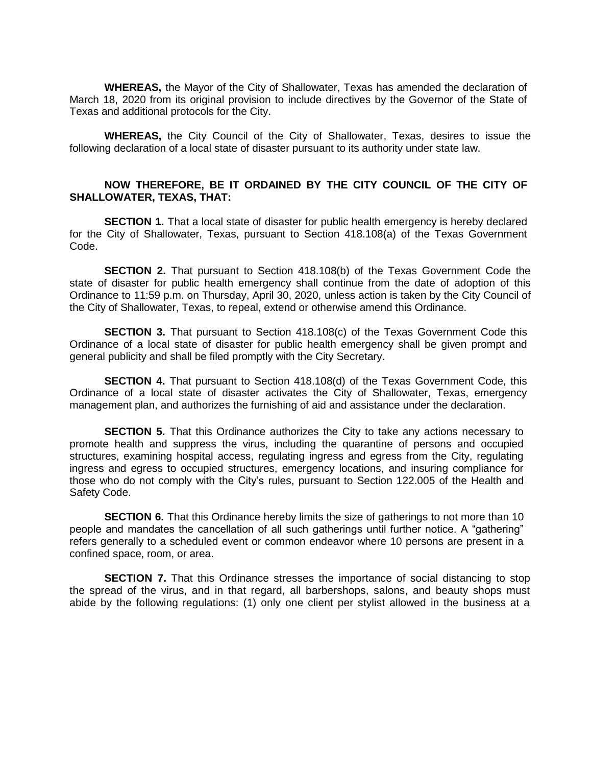**WHEREAS,** the Mayor of the City of Shallowater, Texas has amended the declaration of March 18, 2020 from its original provision to include directives by the Governor of the State of Texas and additional protocols for the City.

**WHEREAS,** the City Council of the City of Shallowater, Texas, desires to issue the following declaration of a local state of disaster pursuant to its authority under state law.

**NOW THEREFORE, BE IT ORDAINED BY THE CITY COUNCIL OF THE CITY OF SHALLOWATER, TEXAS, THAT:**

**SECTION 1.** That a local state of disaster for public health emergency is hereby declared for the City of Shallowater, Texas, pursuant to Section 418.108(a) of the Texas Government Code.

**SECTION 2.** That pursuant to Section 418.108(b) of the Texas Government Code the state of disaster for public health emergency shall continue from the date of adoption of this Ordinance to 11:59 p.m. on Thursday, April 30, 2020, unless action is taken by the City Council of the City of Shallowater, Texas, to repeal, extend or otherwise amend this Ordinance.

**SECTION 3.** That pursuant to Section 418.108(c) of the Texas Government Code this Ordinance of a local state of disaster for public health emergency shall be given prompt and general publicity and shall be filed promptly with the City Secretary.

**SECTION 4.** That pursuant to Section 418.108(d) of the Texas Government Code, this Ordinance of a local state of disaster activates the City of Shallowater, Texas, emergency management plan, and authorizes the furnishing of aid and assistance under the declaration.

**SECTION 5.** That this Ordinance authorizes the City to take any actions necessary to promote health and suppress the virus, including the quarantine of persons and occupied structures, examining hospital access, regulating ingress and egress from the City, regulating ingress and egress to occupied structures, emergency locations, and insuring compliance for those who do not comply with the City's rules, pursuant to Section 122.005 of the Health and Safety Code.

**SECTION 6.** That this Ordinance hereby limits the size of gatherings to not more than 10 people and mandates the cancellation of all such gatherings until further notice. A "gathering" refers generally to a scheduled event or common endeavor where 10 persons are present in a confined space, room, or area.

**SECTION 7.** That this Ordinance stresses the importance of social distancing to stop the spread of the virus, and in that regard, all barbershops, salons, and beauty shops must abide by the following regulations: (1) only one client per stylist allowed in the business at a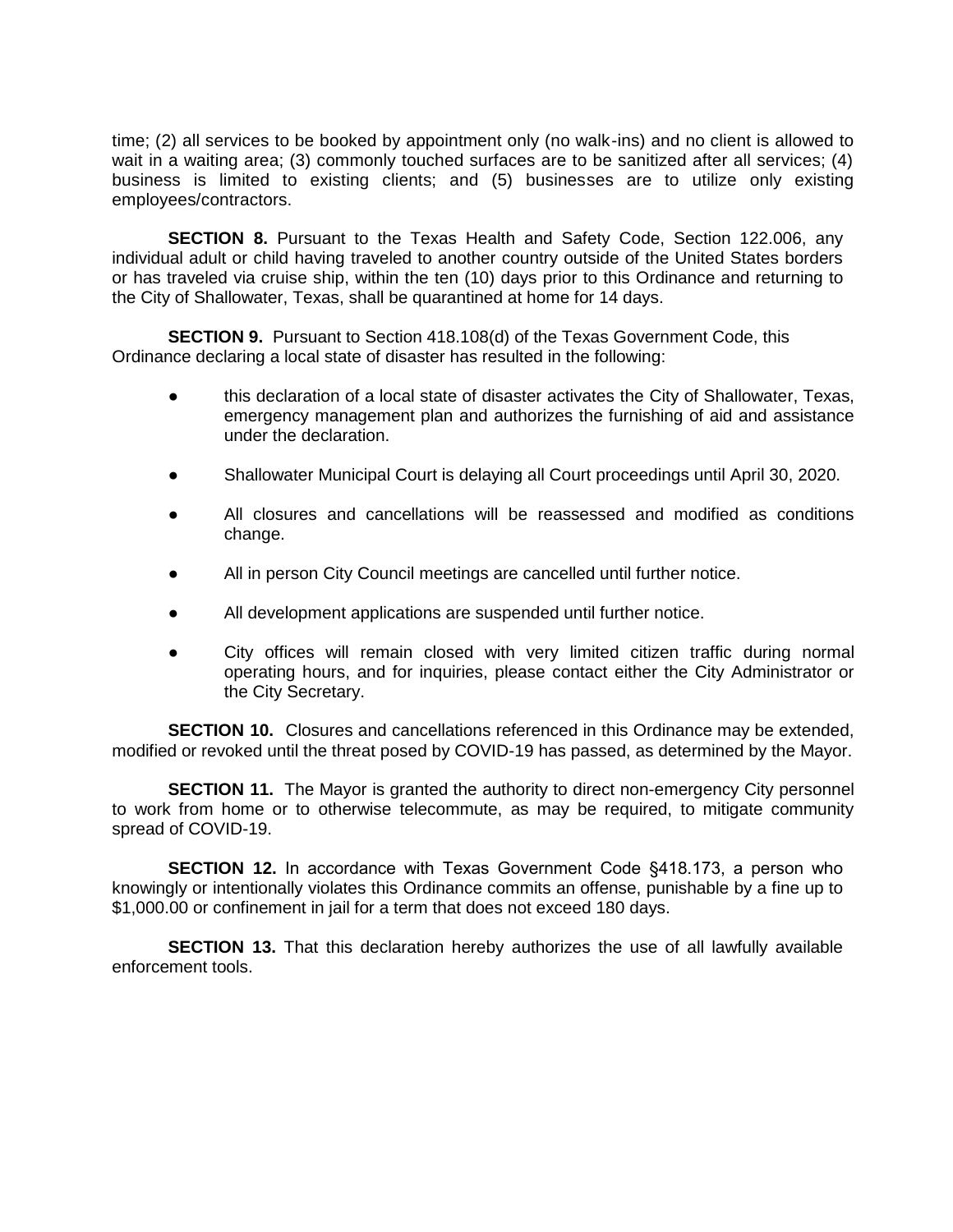time; (2) all services to be booked by appointment only (no walk-ins) and no client is allowed to wait in a waiting area; (3) commonly touched surfaces are to be sanitized after all services; (4) business is limited to existing clients; and (5) businesses are to utilize only existing employees/contractors.

**SECTION 8.** Pursuant to the Texas Health and Safety Code, Section 122.006, any individual adult or child having traveled to another country outside of the United States borders or has traveled via cruise ship, within the ten (10) days prior to this Ordinance and returning to the City of Shallowater, Texas, shall be quarantined at home for 14 days.

**SECTION 9.** Pursuant to Section 418.108(d) of the Texas Government Code, this Ordinance declaring a local state of disaster has resulted in the following:

- this declaration of a local state of disaster activates the City of Shallowater, Texas, emergency management plan and authorizes the furnishing of aid and assistance under the declaration.
- Shallowater Municipal Court is delaying all Court proceedings until April 30, 2020.
- All closures and cancellations will be reassessed and modified as conditions change.
- All in person City Council meetings are cancelled until further notice.
- All development applications are suspended until further notice.
- City offices will remain closed with very limited citizen traffic during normal operating hours, and for inquiries, please contact either the City Administrator or the City Secretary.

**SECTION 10.** Closures and cancellations referenced in this Ordinance may be extended, modified or revoked until the threat posed by COVID-19 has passed, as determined by the Mayor.

**SECTION 11.** The Mayor is granted the authority to direct non-emergency City personnel to work from home or to otherwise telecommute, as may be required, to mitigate community spread of COVID-19.

**SECTION 12.** In accordance with Texas Government Code §418.173, a person who knowingly or intentionally violates this Ordinance commits an offense, punishable by a fine up to $1,000.00 or confinement in jail for a term that does not exceed 180 days.

**SECTION 13.** That this declaration hereby authorizes the use of all lawfully available enforcement tools.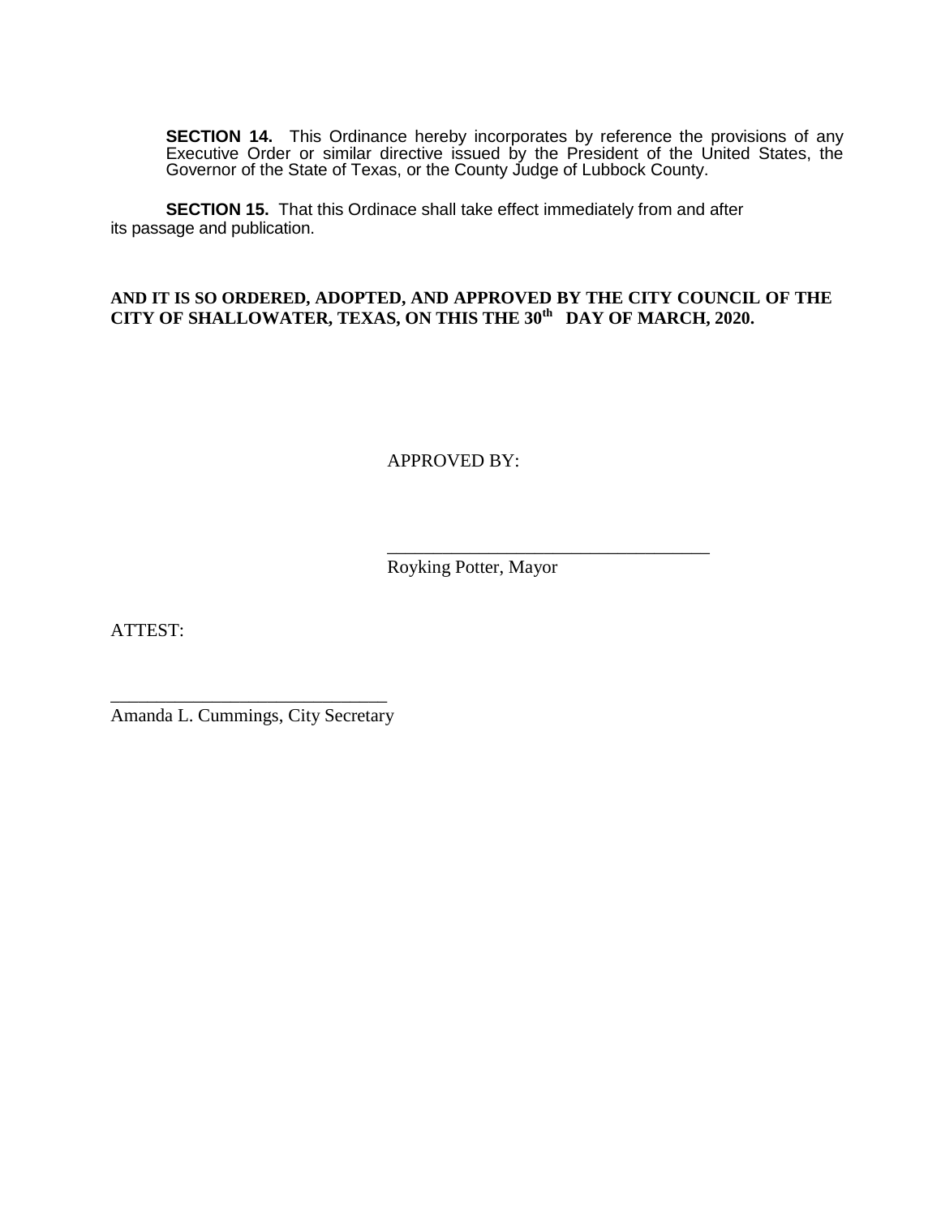**SECTION 14.** This Ordinance hereby incorporates by reference the provisions of any Executive Order or similar directive issued by the President of the United States, the Governor of the State of Texas, or the County Judge of Lubbock County.

**SECTION 15.** That this Ordinace shall take effect immediately from and after its passage and publication.

**AND IT IS SO ORDERED, ADOPTED, AND APPROVED BY THE CITY COUNCIL OF THE CITY OF SHALLOWATER, TEXAS, ON THIS THE 30th DAY OF MARCH, 2020.**

APPROVED BY:

\_\_\_\_\_\_\_\_\_\_\_\_\_\_\_\_\_\_\_\_\_\_\_\_\_\_\_\_\_\_\_\_\_\_\_
Royking Potter, Mayor

ATTEST:

\_\_\_\_\_\_\_\_\_\_\_\_\_\_\_\_\_\_\_\_\_\_\_\_\_\_\_\_\_\_
Amanda L. Cummings, City Secretary